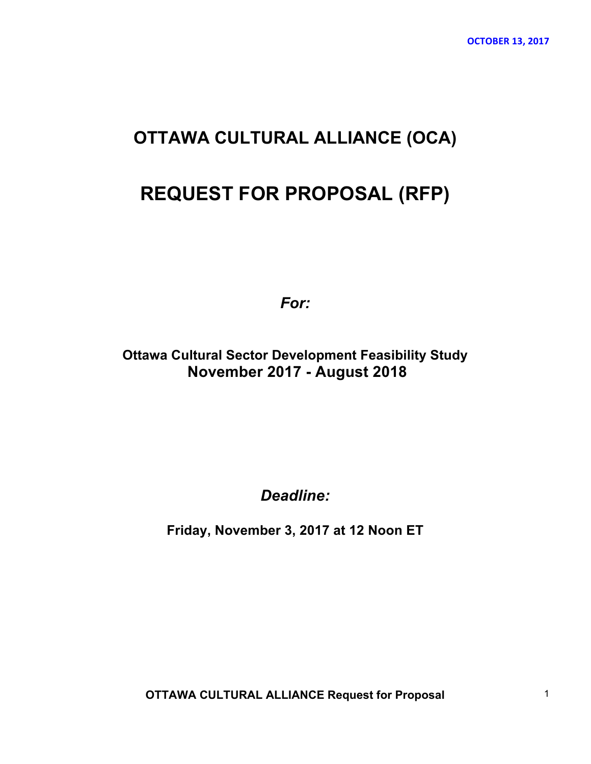OCTOBER 13, 2017

# OTTAWA CULTURAL ALLIANCE (OCA)

# REQUEST FOR PROPOSAL (RFP)

***For:***

**Ottawa Cultural Sector Development Feasibility Study**
**November 2017 - August 2018**

***Deadline:***

**Friday, November 3, 2017 at 12 Noon ET**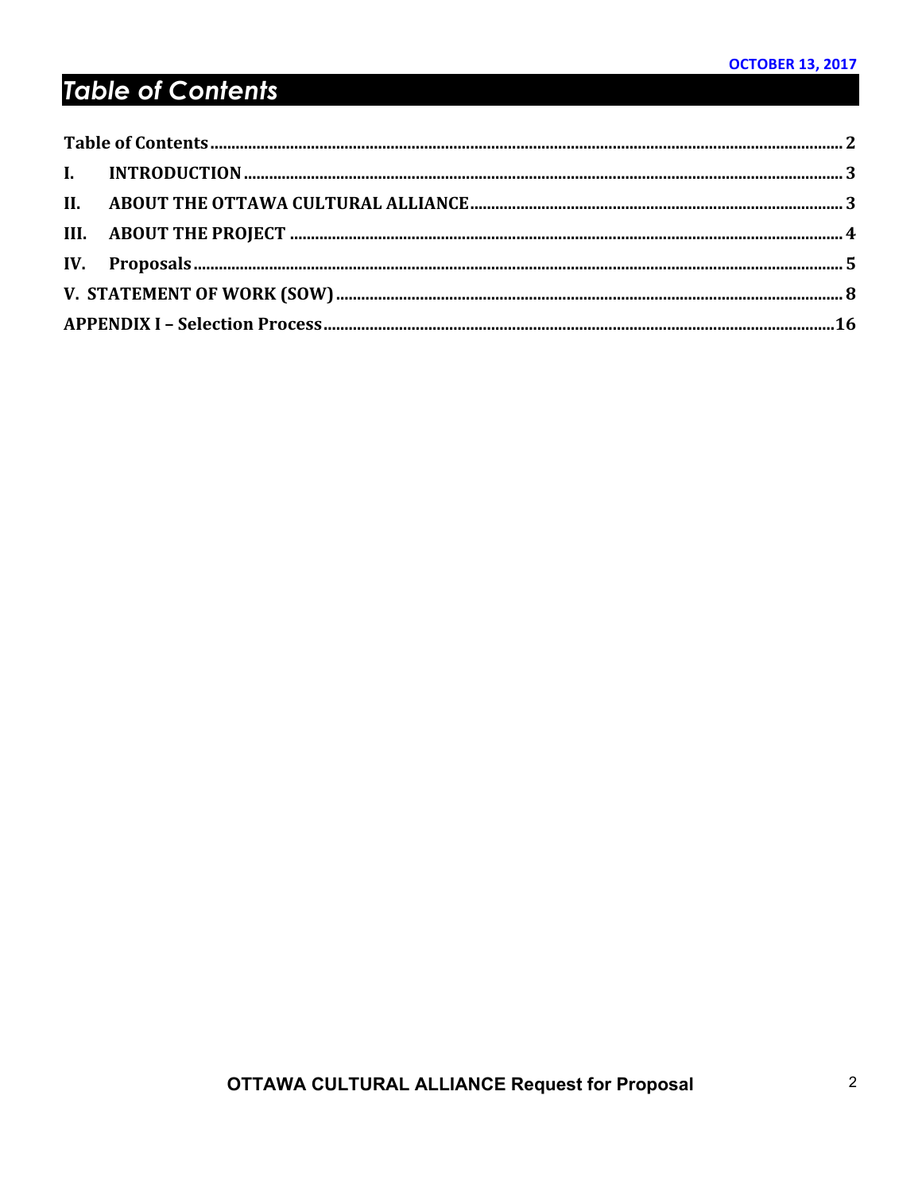# Table of Contents

Table of Contents .......... 2

I. INTRODUCTION .......... 3

II. ABOUT THE OTTAWA CULTURAL ALLIANCE .......... 3

III. ABOUT THE PROJECT .......... 4

IV. Proposals .......... 5

V. STATEMENT OF WORK (SOW) .......... 8

APPENDIX I – Selection Process .......... 16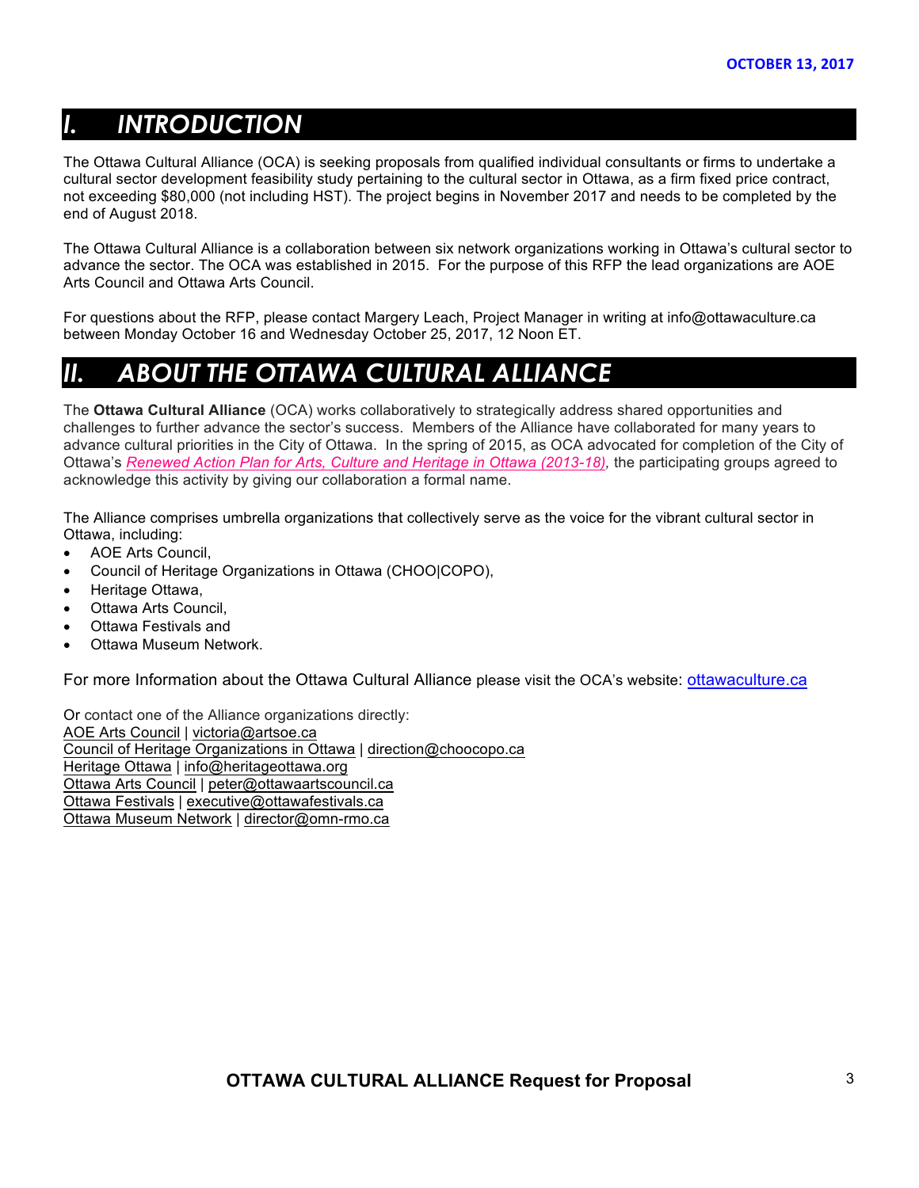OCTOBER 13, 2017

# I. INTRODUCTION

The Ottawa Cultural Alliance (OCA) is seeking proposals from qualified individual consultants or firms to undertake a cultural sector development feasibility study pertaining to the cultural sector in Ottawa, as a firm fixed price contract, not exceeding $80,000 (not including HST). The project begins in November 2017 and needs to be completed by the end of August 2018.

The Ottawa Cultural Alliance is a collaboration between six network organizations working in Ottawa's cultural sector to advance the sector. The OCA was established in 2015. For the purpose of this RFP the lead organizations are AOE Arts Council and Ottawa Arts Council.

For questions about the RFP, please contact Margery Leach, Project Manager in writing at info@ottawaculture.ca between Monday October 16 and Wednesday October 25, 2017, 12 Noon ET.

# II. ABOUT THE OTTAWA CULTURAL ALLIANCE

The **Ottawa Cultural Alliance** (OCA) works collaboratively to strategically address shared opportunities and challenges to further advance the sector's success. Members of the Alliance have collaborated for many years to advance cultural priorities in the City of Ottawa. In the spring of 2015, as OCA advocated for completion of the City of Ottawa's *Renewed Action Plan for Arts, Culture and Heritage in Ottawa (2013-18)*, the participating groups agreed to acknowledge this activity by giving our collaboration a formal name.

The Alliance comprises umbrella organizations that collectively serve as the voice for the vibrant cultural sector in Ottawa, including:

- AOE Arts Council,
- Council of Heritage Organizations in Ottawa (CHOO|COPO),
- Heritage Ottawa,
- Ottawa Arts Council,
- Ottawa Festivals and
- Ottawa Museum Network.

For more Information about the Ottawa Cultural Alliance please visit the OCA's website: ottawaculture.ca

Or contact one of the Alliance organizations directly:
AOE Arts Council | victoria@artsoe.ca
Council of Heritage Organizations in Ottawa | direction@choocopo.ca
Heritage Ottawa | info@heritageottawa.org
Ottawa Arts Council | peter@ottawaartscouncil.ca
Ottawa Festivals | executive@ottawafestivals.ca
Ottawa Museum Network | director@omn-rmo.ca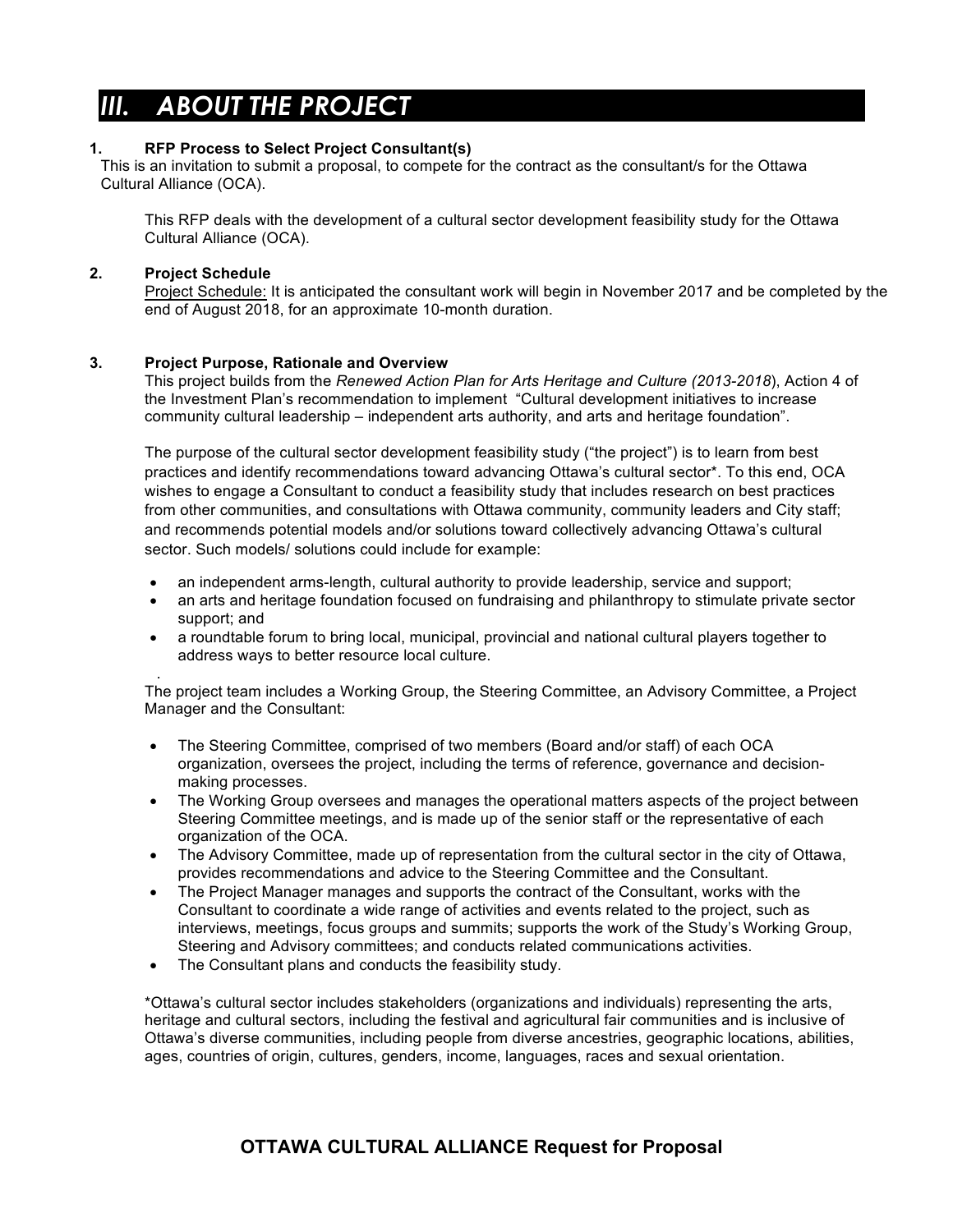# III. ABOUT THE PROJECT

**1. RFP Process to Select Project Consultant(s)**

This is an invitation to submit a proposal, to compete for the contract as the consultant/s for the Ottawa Cultural Alliance (OCA).

This RFP deals with the development of a cultural sector development feasibility study for the Ottawa Cultural Alliance (OCA).

**2. Project Schedule**

Project Schedule: It is anticipated the consultant work will begin in November 2017 and be completed by the end of August 2018, for an approximate 10-month duration.

**3. Project Purpose, Rationale and Overview**

This project builds from the *Renewed Action Plan for Arts Heritage and Culture (2013-2018*), Action 4 of the Investment Plan's recommendation to implement "Cultural development initiatives to increase community cultural leadership – independent arts authority, and arts and heritage foundation".

The purpose of the cultural sector development feasibility study ("the project") is to learn from best practices and identify recommendations toward advancing Ottawa's cultural sector*. To this end, OCA wishes to engage a Consultant to conduct a feasibility study that includes research on best practices from other communities, and consultations with Ottawa community, community leaders and City staff; and recommends potential models and/or solutions toward collectively advancing Ottawa's cultural sector. Such models/ solutions could include for example:

- an independent arms-length, cultural authority to provide leadership, service and support;
- an arts and heritage foundation focused on fundraising and philanthropy to stimulate private sector support; and
- a roundtable forum to bring local, municipal, provincial and national cultural players together to address ways to better resource local culture.

The project team includes a Working Group, the Steering Committee, an Advisory Committee, a Project Manager and the Consultant:

- The Steering Committee, comprised of two members (Board and/or staff) of each OCA organization, oversees the project, including the terms of reference, governance and decision-making processes.
- The Working Group oversees and manages the operational matters aspects of the project between Steering Committee meetings, and is made up of the senior staff or the representative of each organization of the OCA.
- The Advisory Committee, made up of representation from the cultural sector in the city of Ottawa, provides recommendations and advice to the Steering Committee and the Consultant.
- The Project Manager manages and supports the contract of the Consultant, works with the Consultant to coordinate a wide range of activities and events related to the project, such as interviews, meetings, focus groups and summits; supports the work of the Study's Working Group, Steering and Advisory committees; and conducts related communications activities.
- The Consultant plans and conducts the feasibility study.

*Ottawa's cultural sector includes stakeholders (organizations and individuals) representing the arts, heritage and cultural sectors, including the festival and agricultural fair communities and is inclusive of Ottawa's diverse communities, including people from diverse ancestries, geographic locations, abilities, ages, countries of origin, cultures, genders, income, languages, races and sexual orientation.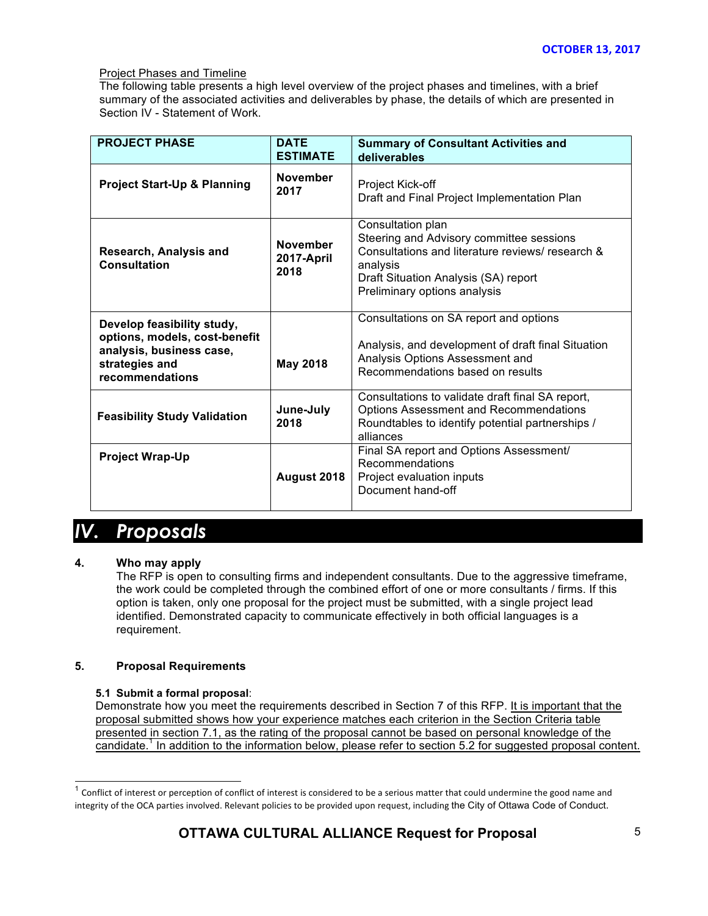Project Phases and Timeline

The following table presents a high level overview of the project phases and timelines, with a brief summary of the associated activities and deliverables by phase, the details of which are presented in Section IV - Statement of Work.

| PROJECT PHASE | DATE ESTIMATE | Summary of Consultant Activities and deliverables |
|---|---|---|
| **Project Start-Up & Planning** | **November 2017** | Project Kick-off<br>Draft and Final Project Implementation Plan |
| **Research, Analysis and Consultation** | **November 2017-April 2018** | Consultation plan<br>Steering and Advisory committee sessions<br>Consultations and literature reviews/ research & analysis<br>Draft Situation Analysis (SA) report<br>Preliminary options analysis |
| **Develop feasibility study, options, models, cost-benefit analysis, business case, strategies and recommendations** | **May 2018** | Consultations on SA report and options<br><br>Analysis, and development of draft final Situation Analysis Options Assessment and Recommendations based on results |
| **Feasibility Study Validation** | **June-July 2018** | Consultations to validate draft final SA report, Options Assessment and Recommendations<br>Roundtables to identify potential partnerships / alliances |
| **Project Wrap-Up** | **August 2018** | Final SA report and Options Assessment/ Recommendations<br>Project evaluation inputs<br>Document hand-off |

# IV. Proposals

## 4. Who may apply

The RFP is open to consulting firms and independent consultants. Due to the aggressive timeframe, the work could be completed through the combined effort of one or more consultants / firms. If this option is taken, only one proposal for the project must be submitted, with a single project lead identified. Demonstrated capacity to communicate effectively in both official languages is a requirement.

## 5. Proposal Requirements

### 5.1 Submit a formal proposal:

Demonstrate how you meet the requirements described in Section 7 of this RFP. It is important that the proposal submitted shows how your experience matches each criterion in the Section Criteria table presented in section 7.1, as the rating of the proposal cannot be based on personal knowledge of the candidate.[1] In addition to the information below, please refer to section 5.2 for suggested proposal content.

[1] Conflict of interest or perception of conflict of interest is considered to be a serious matter that could undermine the good name and integrity of the OCA parties involved. Relevant policies to be provided upon request, including the City of Ottawa Code of Conduct.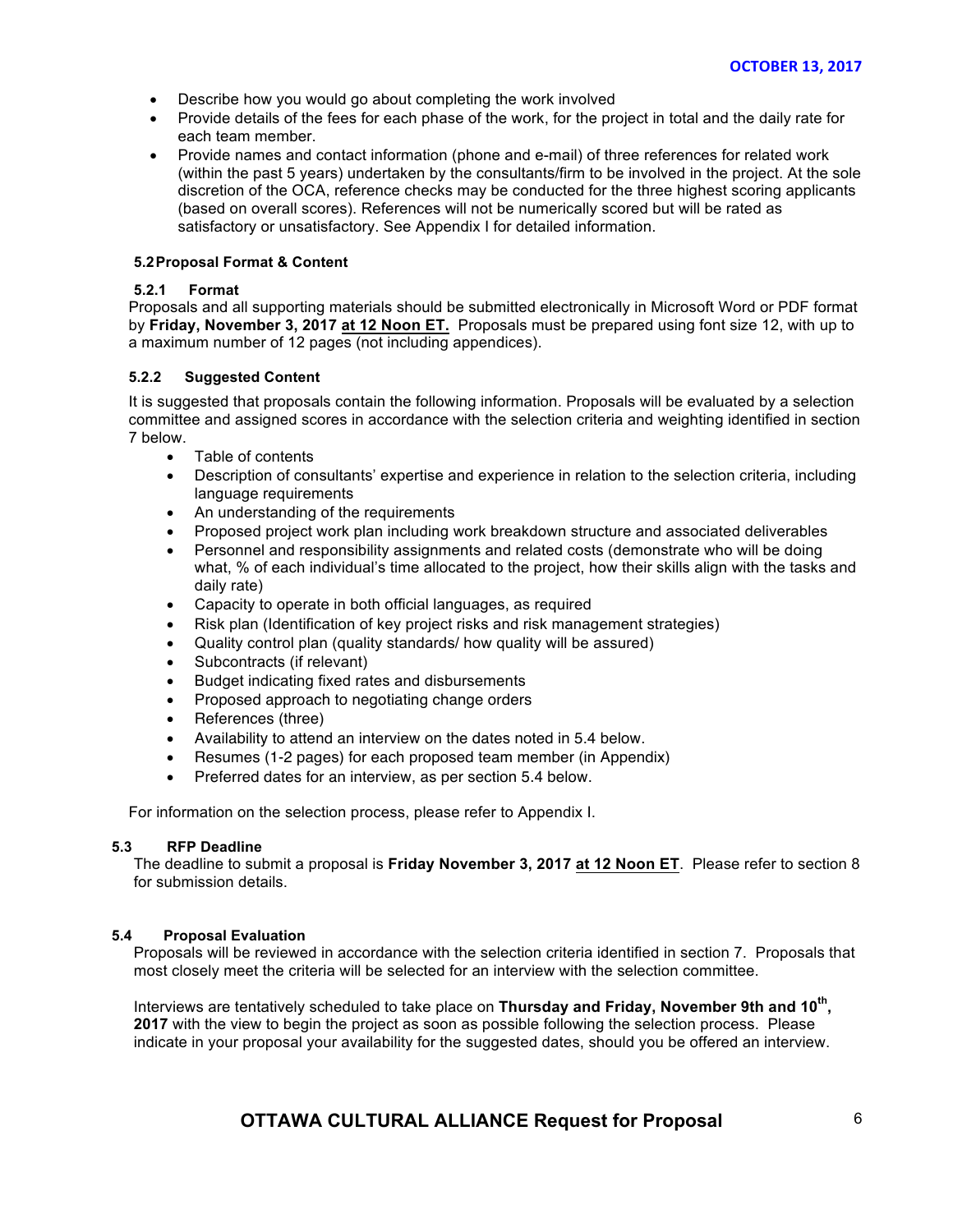- Describe how you would go about completing the work involved
- Provide details of the fees for each phase of the work, for the project in total and the daily rate for each team member.
- Provide names and contact information (phone and e-mail) of three references for related work (within the past 5 years) undertaken by the consultants/firm to be involved in the project. At the sole discretion of the OCA, reference checks may be conducted for the three highest scoring applicants (based on overall scores). References will not be numerically scored but will be rated as satisfactory or unsatisfactory. See Appendix I for detailed information.

### 5.2 Proposal Format & Content

#### 5.2.1 Format

Proposals and all supporting materials should be submitted electronically in Microsoft Word or PDF format by **Friday, November 3, 2017 at 12 Noon ET.** Proposals must be prepared using font size 12, with up to a maximum number of 12 pages (not including appendices).

#### 5.2.2 Suggested Content

It is suggested that proposals contain the following information. Proposals will be evaluated by a selection committee and assigned scores in accordance with the selection criteria and weighting identified in section 7 below.

- Table of contents
- Description of consultants' expertise and experience in relation to the selection criteria, including language requirements
- An understanding of the requirements
- Proposed project work plan including work breakdown structure and associated deliverables
- Personnel and responsibility assignments and related costs (demonstrate who will be doing what, % of each individual's time allocated to the project, how their skills align with the tasks and daily rate)
- Capacity to operate in both official languages, as required
- Risk plan (Identification of key project risks and risk management strategies)
- Quality control plan (quality standards/ how quality will be assured)
- Subcontracts (if relevant)
- Budget indicating fixed rates and disbursements
- Proposed approach to negotiating change orders
- References (three)
- Availability to attend an interview on the dates noted in 5.4 below.
- Resumes (1-2 pages) for each proposed team member (in Appendix)
- Preferred dates for an interview, as per section 5.4 below.

For information on the selection process, please refer to Appendix I.

### 5.3 RFP Deadline

The deadline to submit a proposal is **Friday November 3, 2017 at 12 Noon ET**. Please refer to section 8 for submission details.

### 5.4 Proposal Evaluation

Proposals will be reviewed in accordance with the selection criteria identified in section 7. Proposals that most closely meet the criteria will be selected for an interview with the selection committee.

Interviews are tentatively scheduled to take place on **Thursday and Friday, November 9th and 10th, 2017** with the view to begin the project as soon as possible following the selection process. Please indicate in your proposal your availability for the suggested dates, should you be offered an interview.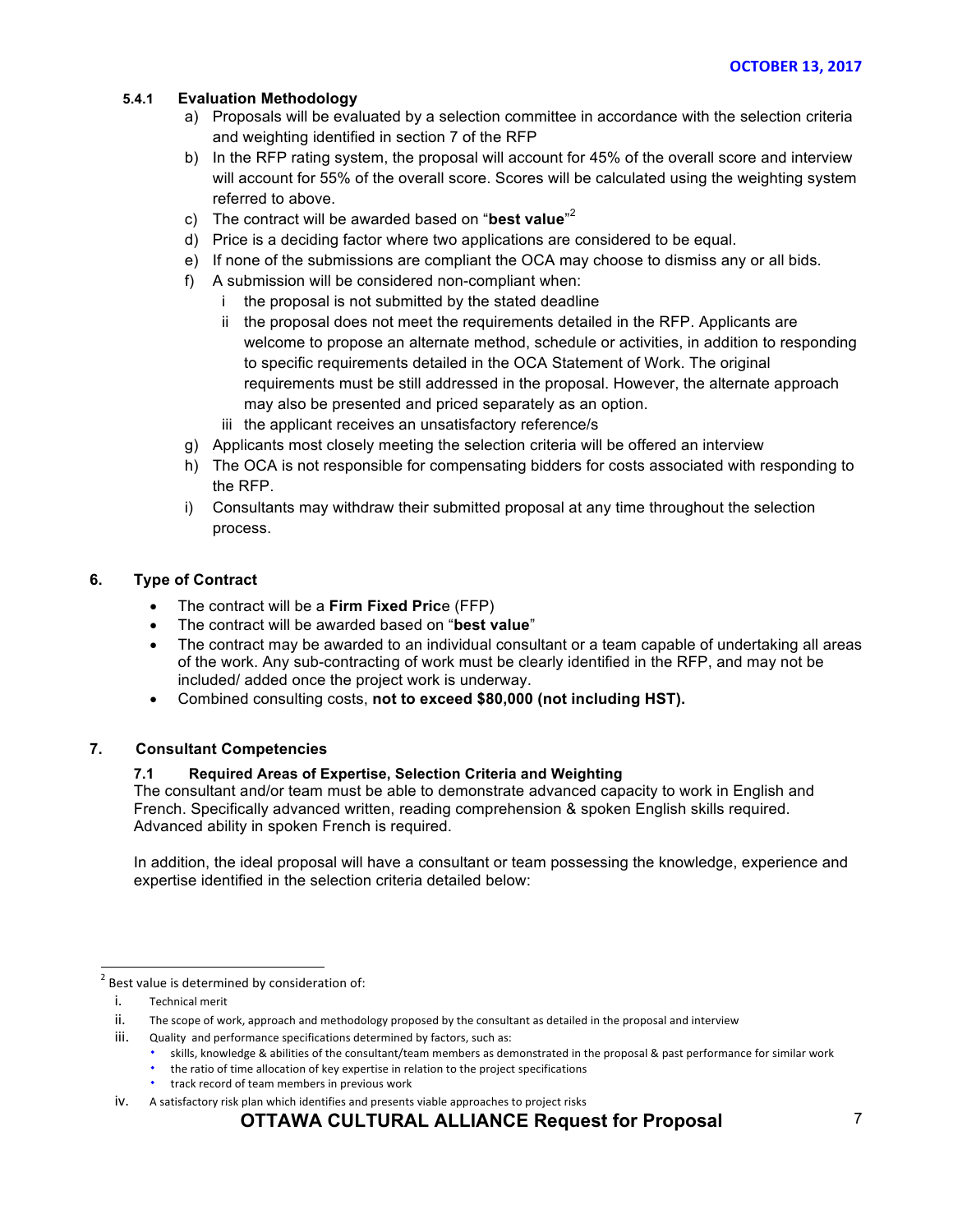#### 5.4.1 Evaluation Methodology

a) Proposals will be evaluated by a selection committee in accordance with the selection criteria and weighting identified in section 7 of the RFP

b) In the RFP rating system, the proposal will account for 45% of the overall score and interview will account for 55% of the overall score. Scores will be calculated using the weighting system referred to above.

c) The contract will be awarded based on "**best value**"[2]

d) Price is a deciding factor where two applications are considered to be equal.

e) If none of the submissions are compliant the OCA may choose to dismiss any or all bids.

f) A submission will be considered non-compliant when:

   i the proposal is not submitted by the stated deadline

   ii the proposal does not meet the requirements detailed in the RFP. Applicants are welcome to propose an alternate method, schedule or activities, in addition to responding to specific requirements detailed in the OCA Statement of Work. The original requirements must be still addressed in the proposal. However, the alternate approach may also be presented and priced separately as an option.

   iii the applicant receives an unsatisfactory reference/s

g) Applicants most closely meeting the selection criteria will be offered an interview

h) The OCA is not responsible for compensating bidders for costs associated with responding to the RFP.

i) Consultants may withdraw their submitted proposal at any time throughout the selection process.

## 6. Type of Contract

- The contract will be a **Firm Fixed Price** (FFP)
- The contract will be awarded based on "**best value**"
- The contract may be awarded to an individual consultant or a team capable of undertaking all areas of the work. Any sub-contracting of work must be clearly identified in the RFP, and may not be included/ added once the project work is underway.
- Combined consulting costs, **not to exceed $80,000 (not including HST).**

## 7. Consultant Competencies

### 7.1 Required Areas of Expertise, Selection Criteria and Weighting

The consultant and/or team must be able to demonstrate advanced capacity to work in English and French. Specifically advanced written, reading comprehension & spoken English skills required. Advanced ability in spoken French is required.

In addition, the ideal proposal will have a consultant or team possessing the knowledge, experience and expertise identified in the selection criteria detailed below:

---

[2] Best value is determined by consideration of:

i. Technical merit

ii. The scope of work, approach and methodology proposed by the consultant as detailed in the proposal and interview

iii. Quality and performance specifications determined by factors, such as:
   - skills, knowledge & abilities of the consultant/team members as demonstrated in the proposal & past performance for similar work
   - the ratio of time allocation of key expertise in relation to the project specifications
   - track record of team members in previous work

iv. A satisfactory risk plan which identifies and presents viable approaches to project risks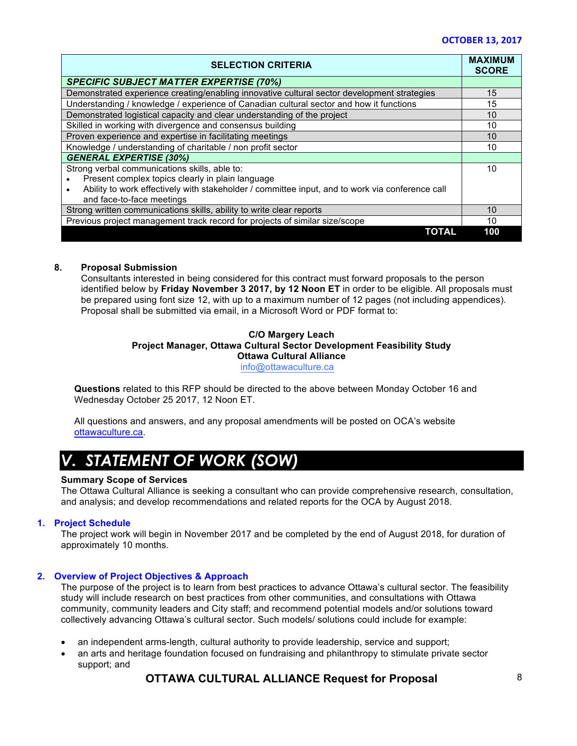OCTOBER 13, 2017

| SELECTION CRITERIA | MAXIMUM SCORE |
|---|---|
| ***SPECIFIC SUBJECT MATTER EXPERTISE (70%)*** | |
| Demonstrated experience creating/enabling innovative cultural sector development strategies | 15 |
| Understanding / knowledge / experience of Canadian cultural sector and how it functions | 15 |
| Demonstrated logistical capacity and clear understanding of the project | 10 |
| Skilled in working with divergence and consensus building | 10 |
| Proven experience and expertise in facilitating meetings | 10 |
| Knowledge / understanding of charitable / non profit sector | 10 |
| ***GENERAL EXPERTISE (30%)*** | |
| Strong verbal communications skills, able to: <br>• Present complex topics clearly in plain language <br>• Ability to work effectively with stakeholder / committee input, and to work via conference call and face-to-face meetings | 10 |
| Strong written communications skills, ability to write clear reports | 10 |
| Previous project management track record for projects of similar size/scope | 10 |
| **TOTAL** | **100** |

**8. Proposal Submission**

Consultants interested in being considered for this contract must forward proposals to the person identified below by **Friday November 3 2017, by 12 Noon ET** in order to be eligible. All proposals must be prepared using font size 12, with up to a maximum number of 12 pages (not including appendices). Proposal shall be submitted via email, in a Microsoft Word or PDF format to:

**C/O Margery Leach**
**Project Manager, Ottawa Cultural Sector Development Feasibility Study**
**Ottawa Cultural Alliance**
info@ottawaculture.ca

**Questions** related to this RFP should be directed to the above between Monday October 16 and Wednesday October 25 2017, 12 Noon ET.

All questions and answers, and any proposal amendments will be posted on OCA's website ottawaculture.ca.

# *V. STATEMENT OF WORK (SOW)*

**Summary Scope of Services**

The Ottawa Cultural Alliance is seeking a consultant who can provide comprehensive research, consultation, and analysis; and develop recommendations and related reports for the OCA by August 2018.

## 1. Project Schedule

The project work will begin in November 2017 and be completed by the end of August 2018, for duration of approximately 10 months.

## 2. Overview of Project Objectives & Approach

The purpose of the project is to learn from best practices to advance Ottawa's cultural sector. The feasibility study will include research on best practices from other communities, and consultations with Ottawa community, community leaders and City staff; and recommend potential models and/or solutions toward collectively advancing Ottawa's cultural sector. Such models/ solutions could include for example:

- an independent arms-length, cultural authority to provide leadership, service and support;
- an arts and heritage foundation focused on fundraising and philanthropy to stimulate private sector support; and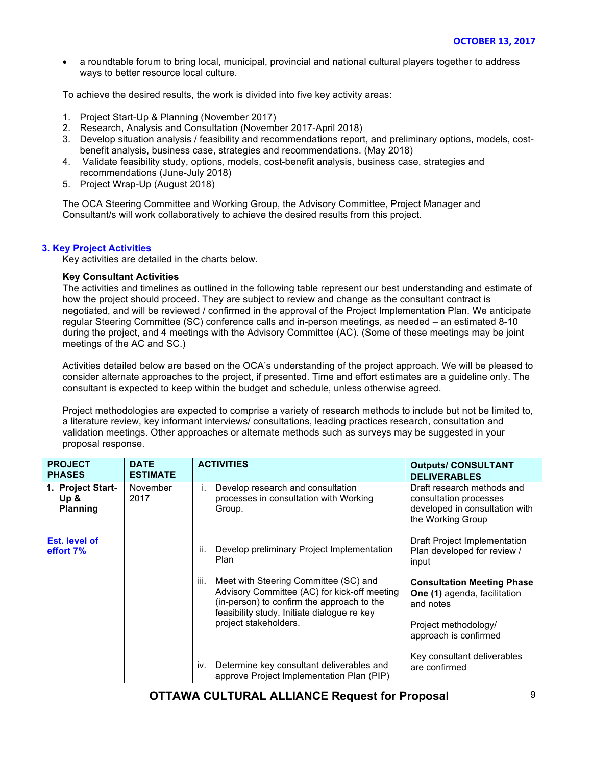- a roundtable forum to bring local, municipal, provincial and national cultural players together to address ways to better resource local culture.

To achieve the desired results, the work is divided into five key activity areas:

1. Project Start-Up & Planning (November 2017)
2. Research, Analysis and Consultation (November 2017-April 2018)
3. Develop situation analysis / feasibility and recommendations report, and preliminary options, models, cost-benefit analysis, business case, strategies and recommendations. (May 2018)
4. Validate feasibility study, options, models, cost-benefit analysis, business case, strategies and recommendations (June-July 2018)
5. Project Wrap-Up (August 2018)

The OCA Steering Committee and Working Group, the Advisory Committee, Project Manager and Consultant/s will work collaboratively to achieve the desired results from this project.

## 3. Key Project Activities

Key activities are detailed in the charts below.

**Key Consultant Activities**

The activities and timelines as outlined in the following table represent our best understanding and estimate of how the project should proceed. They are subject to review and change as the consultant contract is negotiated, and will be reviewed / confirmed in the approval of the Project Implementation Plan. We anticipate regular Steering Committee (SC) conference calls and in-person meetings, as needed – an estimated 8-10 during the project, and 4 meetings with the Advisory Committee (AC). (Some of these meetings may be joint meetings of the AC and SC.)

Activities detailed below are based on the OCA's understanding of the project approach. We will be pleased to consider alternate approaches to the project, if presented. Time and effort estimates are a guideline only. The consultant is expected to keep within the budget and schedule, unless otherwise agreed.

Project methodologies are expected to comprise a variety of research methods to include but not be limited to, a literature review, key informant interviews/ consultations, leading practices research, consultation and validation meetings. Other approaches or alternate methods such as surveys may be suggested in your proposal response.

| PROJECT PHASES | DATE ESTIMATE | ACTIVITIES | Outputs/ CONSULTANT DELIVERABLES |
|---|---|---|---|
| **1. Project Start-Up & Planning** | November 2017 | i. Develop research and consultation processes in consultation with Working Group. | Draft research methods and consultation processes developed in consultation with the Working Group |
| **Est. level of effort 7%** | | ii. Develop preliminary Project Implementation Plan | Draft Project Implementation Plan developed for review / input |
| | | iii. Meet with Steering Committee (SC) and Advisory Committee (AC) for kick-off meeting (in-person) to confirm the approach to the feasibility study. Initiate dialogue re key project stakeholders. | **Consultation Meeting Phase One (1)** agenda, facilitation and notes<br><br>Project methodology/ approach is confirmed |
| | | iv. Determine key consultant deliverables and approve Project Implementation Plan (PIP) | Key consultant deliverables are confirmed |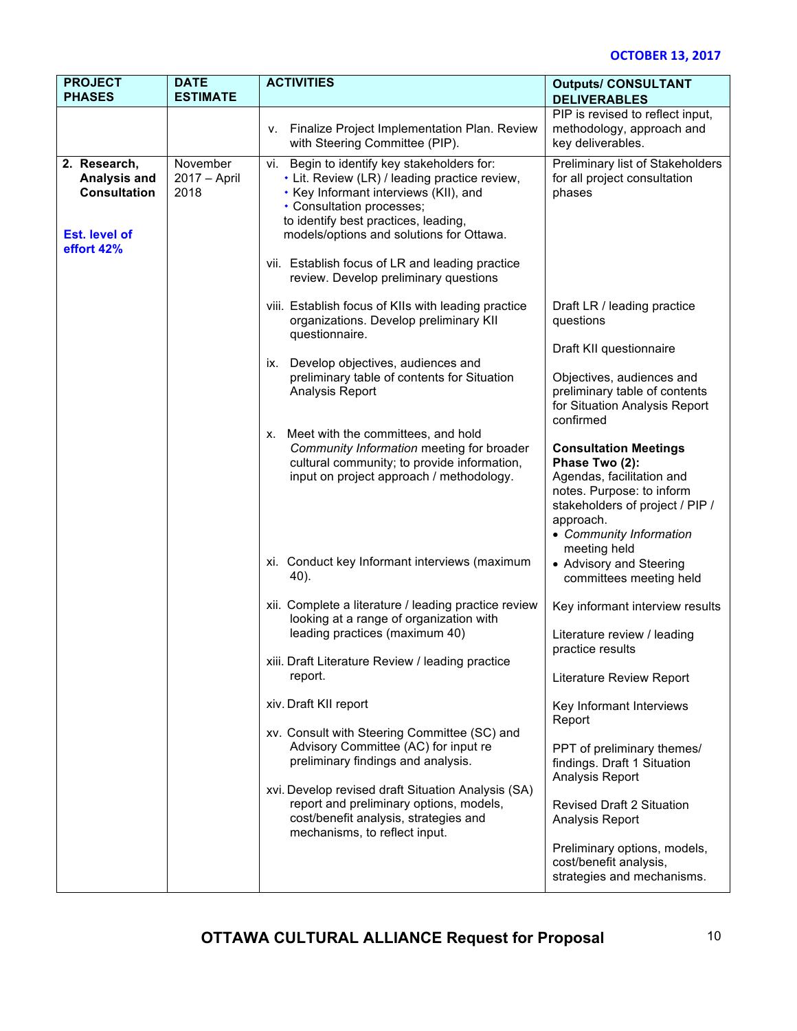OCTOBER 13, 2017

| PROJECT PHASES | DATE ESTIMATE | ACTIVITIES | Outputs/ CONSULTANT DELIVERABLES |
|---|---|---|---|
| | | v. Finalize Project Implementation Plan. Review with Steering Committee (PIP). | PIP is revised to reflect input, methodology, approach and key deliverables. |
| **2. Research, Analysis and Consultation**<br><br>**Est. level of effort 42%** | November 2017 – April 2018 | vi. Begin to identify key stakeholders for:<br>• Lit. Review (LR) / leading practice review,<br>• Key Informant interviews (KII), and<br>• Consultation processes;<br>to identify best practices, leading, models/options and solutions for Ottawa.<br><br>vii. Establish focus of LR and leading practice review. Develop preliminary questions<br><br>viii. Establish focus of KIIs with leading practice organizations. Develop preliminary KII questionnaire.<br><br>ix. Develop objectives, audiences and preliminary table of contents for Situation Analysis Report<br><br>x. Meet with the committees, and hold *Community Information* meeting for broader cultural community; to provide information, input on project approach / methodology.<br><br>xi. Conduct key Informant interviews (maximum 40).<br><br>xii. Complete a literature / leading practice review looking at a range of organization with leading practices (maximum 40)<br><br>xiii. Draft Literature Review / leading practice report.<br><br>xiv. Draft KII report<br><br>xv. Consult with Steering Committee (SC) and Advisory Committee (AC) for input re preliminary findings and analysis.<br><br>xvi. Develop revised draft Situation Analysis (SA) report and preliminary options, models, cost/benefit analysis, strategies and mechanisms, to reflect input. | Preliminary list of Stakeholders for all project consultation phases<br><br>Draft LR / leading practice questions<br><br>Draft KII questionnaire<br><br>Objectives, audiences and preliminary table of contents for Situation Analysis Report confirmed<br><br>**Consultation Meetings Phase Two (2):** Agendas, facilitation and notes. Purpose: to inform stakeholders of project / PIP / approach.<br>• *Community Information* meeting held<br>• Advisory and Steering committees meeting held<br><br>Key informant interview results<br><br>Literature review / leading practice results<br><br>Literature Review Report<br><br>Key Informant Interviews Report<br><br>PPT of preliminary themes/ findings. Draft 1 Situation Analysis Report<br><br>Revised Draft 2 Situation Analysis Report<br><br>Preliminary options, models, cost/benefit analysis, strategies and mechanisms. |

OTTAWA CULTURAL ALLIANCE Request for Proposal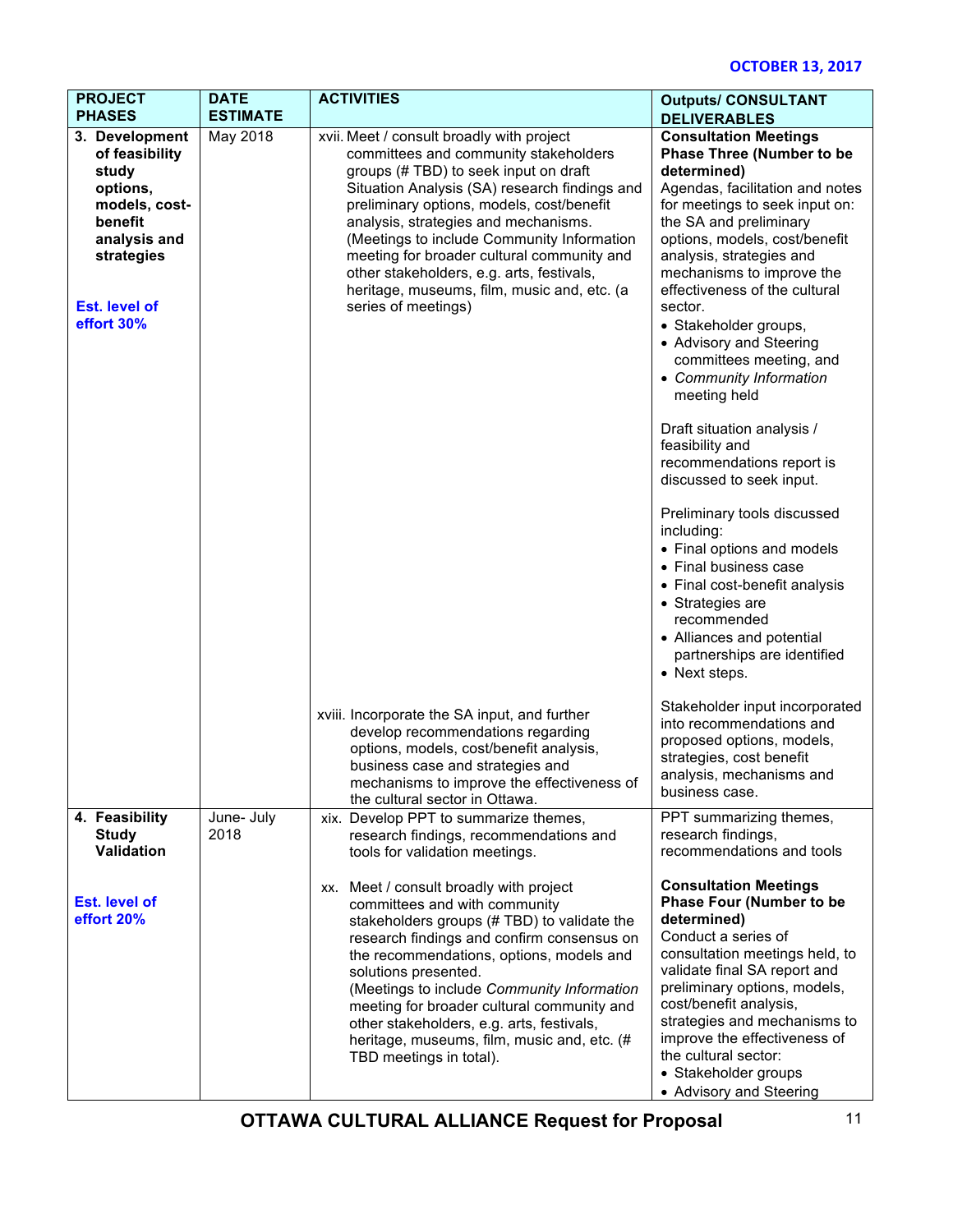| PROJECT PHASES | DATE ESTIMATE | ACTIVITIES | Outputs/ CONSULTANT DELIVERABLES |
|---|---|---|---|
| 3. **Development of feasibility study options, models, cost-benefit analysis and strategies**<br><br>**Est. level of effort 30%** | May 2018 | xvii. Meet / consult broadly with project committees and community stakeholders groups (# TBD) to seek input on draft Situation Analysis (SA) research findings and preliminary options, models, cost/benefit analysis, strategies and mechanisms. (Meetings to include Community Information meeting for broader cultural community and other stakeholders, e.g. arts, festivals, heritage, museums, film, music and, etc. (a series of meetings) | **Consultation Meetings Phase Three (Number to be determined)**<br>Agendas, facilitation and notes for meetings to seek input on: the SA and preliminary options, models, cost/benefit analysis, strategies and mechanisms to improve the effectiveness of the cultural sector.<br>• Stakeholder groups,<br>• Advisory and Steering committees meeting, and<br>• *Community Information* meeting held<br><br>Draft situation analysis / feasibility and recommendations report is discussed to seek input.<br><br>Preliminary tools discussed including:<br>• Final options and models<br>• Final business case<br>• Final cost-benefit analysis<br>• Strategies are recommended<br>• Alliances and potential partnerships are identified<br>• Next steps. |
| | | xviii. Incorporate the SA input, and further develop recommendations regarding options, models, cost/benefit analysis, business case and strategies and mechanisms to improve the effectiveness of the cultural sector in Ottawa. | Stakeholder input incorporated into recommendations and proposed options, models, strategies, cost benefit analysis, mechanisms and business case. |
| 4. **Feasibility Study Validation**<br><br>**Est. level of effort 20%** | June- July 2018 | xix. Develop PPT to summarize themes, research findings, recommendations and tools for validation meetings.<br><br>xx. Meet / consult broadly with project committees and with community stakeholders groups (# TBD) to validate the research findings and confirm consensus on the recommendations, options, models and solutions presented. (Meetings to include *Community Information* meeting for broader cultural community and other stakeholders, e.g. arts, festivals, heritage, museums, film, music and, etc. (# TBD meetings in total). | PPT summarizing themes, research findings, recommendations and tools<br><br>**Consultation Meetings Phase Four (Number to be determined)**<br>Conduct a series of consultation meetings held, to validate final SA report and preliminary options, models, cost/benefit analysis, strategies and mechanisms to improve the effectiveness of the cultural sector:<br>• Stakeholder groups<br>• Advisory and Steering |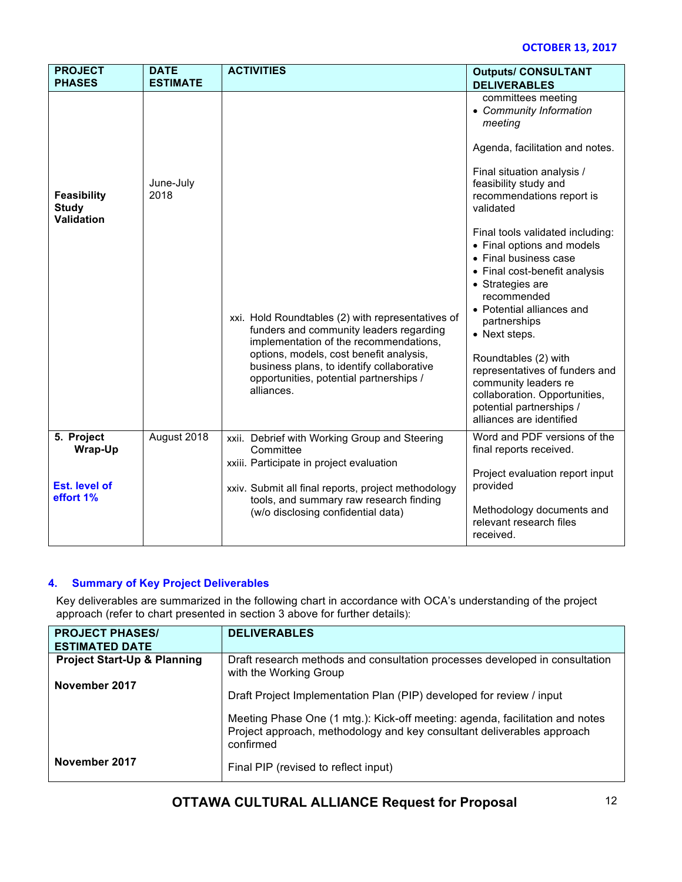| PROJECT PHASES | DATE ESTIMATE | ACTIVITIES | Outputs/ CONSULTANT DELIVERABLES |
|---|---|---|---|
| **Feasibility Study Validation** | June-July 2018 | xxi. Hold Roundtables (2) with representatives of funders and community leaders regarding implementation of the recommendations, options, models, cost benefit analysis, business plans, to identify collaborative opportunities, potential partnerships / alliances. | committees meeting<br>• *Community Information meeting*<br><br>Agenda, facilitation and notes.<br><br>Final situation analysis / feasibility study and recommendations report is validated<br><br>Final tools validated including:<br>• Final options and models<br>• Final business case<br>• Final cost-benefit analysis<br>• Strategies are recommended<br>• Potential alliances and partnerships<br>• Next steps.<br><br>Roundtables (2) with representatives of funders and community leaders re collaboration. Opportunities, potential partnerships / alliances are identified |
| **5. Project Wrap-Up**<br><br>**Est. level of effort 1%** | August 2018 | xxii. Debrief with Working Group and Steering Committee<br>xxiii. Participate in project evaluation<br><br>xxiv. Submit all final reports, project methodology tools, and summary raw research finding (w/o disclosing confidential data) | Word and PDF versions of the final reports received.<br><br>Project evaluation report input provided<br><br>Methodology documents and relevant research files received. |

## 4. Summary of Key Project Deliverables

Key deliverables are summarized in the following chart in accordance with OCA's understanding of the project approach (refer to chart presented in section 3 above for further details):

| PROJECT PHASES/ ESTIMATED DATE | DELIVERABLES |
|---|---|
| **Project Start-Up & Planning**<br><br>**November 2017** | Draft research methods and consultation processes developed in consultation with the Working Group<br><br>Draft Project Implementation Plan (PIP) developed for review / input<br><br>Meeting Phase One (1 mtg.): Kick-off meeting: agenda, facilitation and notes Project approach, methodology and key consultant deliverables approach confirmed |
| **November 2017** | Final PIP (revised to reflect input) |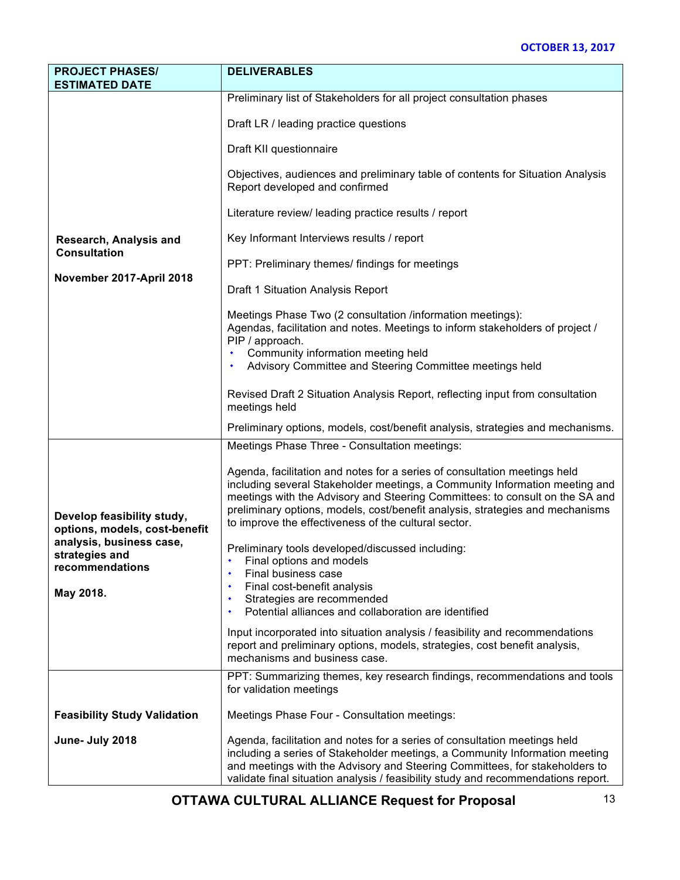| PROJECT PHASES/ ESTIMATED DATE | DELIVERABLES |
|---|---|
| **Research, Analysis and Consultation**<br><br>**November 2017-April 2018** | Preliminary list of Stakeholders for all project consultation phases<br><br>Draft LR / leading practice questions<br><br>Draft KII questionnaire<br><br>Objectives, audiences and preliminary table of contents for Situation Analysis Report developed and confirmed<br><br>Literature review/ leading practice results / report<br><br>Key Informant Interviews results / report<br><br>PPT: Preliminary themes/ findings for meetings<br><br>Draft 1 Situation Analysis Report<br><br>Meetings Phase Two (2 consultation /information meetings): Agendas, facilitation and notes. Meetings to inform stakeholders of project / PIP / approach.<br>• Community information meeting held<br>• Advisory Committee and Steering Committee meetings held<br><br>Revised Draft 2 Situation Analysis Report, reflecting input from consultation meetings held<br><br>Preliminary options, models, cost/benefit analysis, strategies and mechanisms. |
| **Develop feasibility study, options, models, cost-benefit analysis, business case, strategies and recommendations**<br><br>**May 2018.** | Meetings Phase Three - Consultation meetings:<br><br>Agenda, facilitation and notes for a series of consultation meetings held including several Stakeholder meetings, a Community Information meeting and meetings with the Advisory and Steering Committees: to consult on the SA and preliminary options, models, cost/benefit analysis, strategies and mechanisms to improve the effectiveness of the cultural sector.<br><br>Preliminary tools developed/discussed including:<br>• Final options and models<br>• Final business case<br>• Final cost-benefit analysis<br>• Strategies are recommended<br>• Potential alliances and collaboration are identified<br><br>Input incorporated into situation analysis / feasibility and recommendations report and preliminary options, models, strategies, cost benefit analysis, mechanisms and business case. |
| **Feasibility Study Validation**<br><br>**June- July 2018** | PPT: Summarizing themes, key research findings, recommendations and tools for validation meetings<br><br>Meetings Phase Four - Consultation meetings:<br><br>Agenda, facilitation and notes for a series of consultation meetings held including a series of Stakeholder meetings, a Community Information meeting and meetings with the Advisory and Steering Committees, for stakeholders to validate final situation analysis / feasibility study and recommendations report. |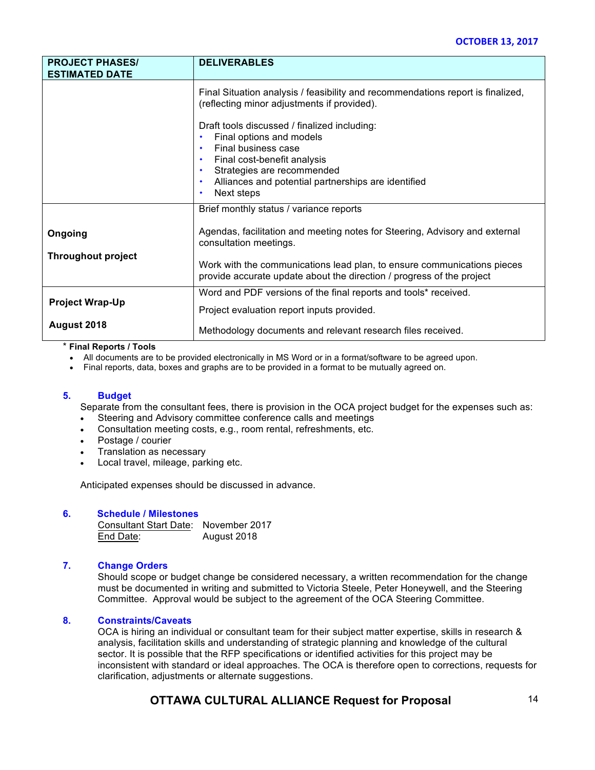| PROJECT PHASES/ ESTIMATED DATE | DELIVERABLES |
|---|---|
| | Final Situation analysis / feasibility and recommendations report is finalized, (reflecting minor adjustments if provided).<br><br>Draft tools discussed / finalized including:<br>• Final options and models<br>• Final business case<br>• Final cost-benefit analysis<br>• Strategies are recommended<br>• Alliances and potential partnerships are identified<br>• Next steps |
| **Ongoing**<br><br>**Throughout project** | Brief monthly status / variance reports<br><br>Agendas, facilitation and meeting notes for Steering, Advisory and external consultation meetings.<br><br>Work with the communications lead plan, to ensure communications pieces provide accurate update about the direction / progress of the project |
| **Project Wrap-Up**<br><br>**August 2018** | Word and PDF versions of the final reports and tools* received.<br><br>Project evaluation report inputs provided.<br><br>Methodology documents and relevant research files received. |

\* **Final Reports / Tools**

- All documents are to be provided electronically in MS Word or in a format/software to be agreed upon.
- Final reports, data, boxes and graphs are to be provided in a format to be mutually agreed on.

## 5. Budget

Separate from the consultant fees, there is provision in the OCA project budget for the expenses such as:

- Steering and Advisory committee conference calls and meetings
- Consultation meeting costs, e.g., room rental, refreshments, etc.
- Postage / courier
- Translation as necessary
- Local travel, mileage, parking etc.

Anticipated expenses should be discussed in advance.

## 6. Schedule / Milestones

Consultant Start Date: November 2017
End Date: August 2018

## 7. Change Orders

Should scope or budget change be considered necessary, a written recommendation for the change must be documented in writing and submitted to Victoria Steele, Peter Honeywell, and the Steering Committee. Approval would be subject to the agreement of the OCA Steering Committee.

## 8. Constraints/Caveats

OCA is hiring an individual or consultant team for their subject matter expertise, skills in research & analysis, facilitation skills and understanding of strategic planning and knowledge of the cultural sector. It is possible that the RFP specifications or identified activities for this project may be inconsistent with standard or ideal approaches. The OCA is therefore open to corrections, requests for clarification, adjustments or alternate suggestions.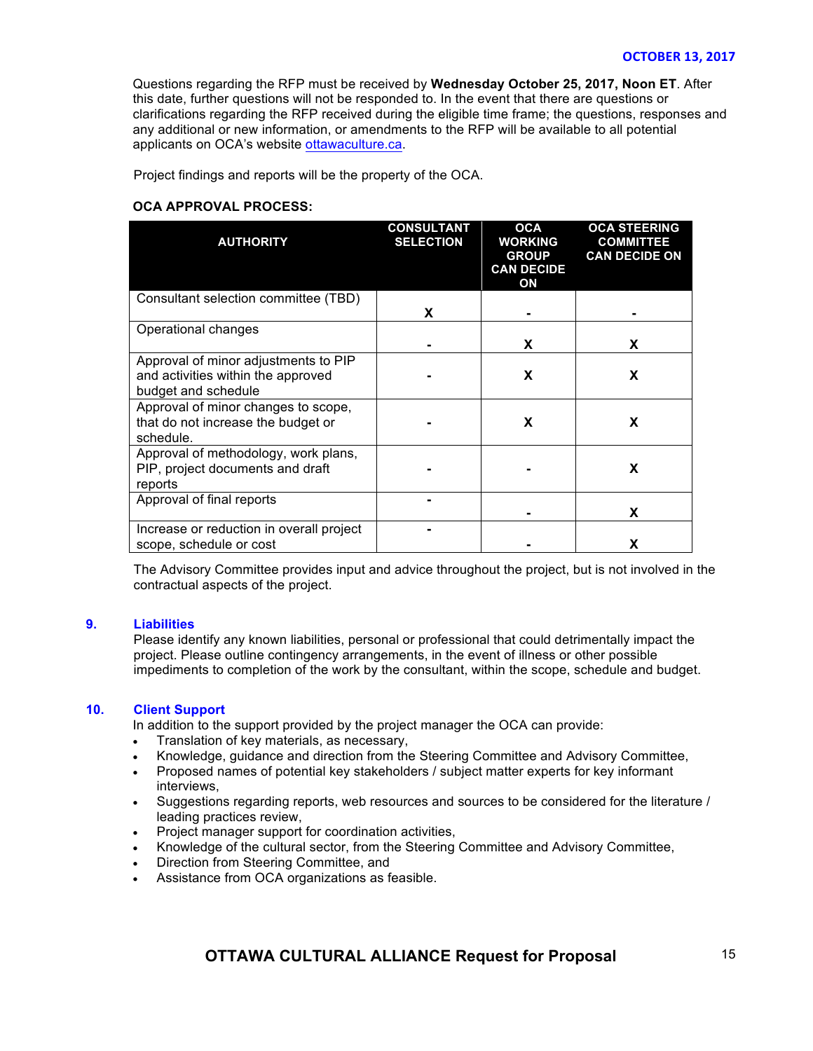Questions regarding the RFP must be received by **Wednesday October 25, 2017, Noon ET**. After this date, further questions will not be responded to. In the event that there are questions or clarifications regarding the RFP received during the eligible time frame; the questions, responses and any additional or new information, or amendments to the RFP will be available to all potential applicants on OCA's website ottawaculture.ca.

Project findings and reports will be the property of the OCA.

**OCA APPROVAL PROCESS:**

| AUTHORITY | CONSULTANT SELECTION | OCA WORKING GROUP CAN DECIDE ON | OCA STEERING COMMITTEE CAN DECIDE ON |
|---|---|---|---|
| Consultant selection committee (TBD) | X | - | - |
| Operational changes | - | X | X |
| Approval of minor adjustments to PIP and activities within the approved budget and schedule | - | X | X |
| Approval of minor changes to scope, that do not increase the budget or schedule. | - | X | X |
| Approval of methodology, work plans, PIP, project documents and draft reports | - | - | X |
| Approval of final reports | - | - | X |
| Increase or reduction in overall project scope, schedule or cost | - | - | X |

The Advisory Committee provides input and advice throughout the project, but is not involved in the contractual aspects of the project.

## 9. Liabilities

Please identify any known liabilities, personal or professional that could detrimentally impact the project. Please outline contingency arrangements, in the event of illness or other possible impediments to completion of the work by the consultant, within the scope, schedule and budget.

## 10. Client Support

In addition to the support provided by the project manager the OCA can provide:

- Translation of key materials, as necessary,
- Knowledge, guidance and direction from the Steering Committee and Advisory Committee,
- Proposed names of potential key stakeholders / subject matter experts for key informant interviews,
- Suggestions regarding reports, web resources and sources to be considered for the literature / leading practices review,
- Project manager support for coordination activities,
- Knowledge of the cultural sector, from the Steering Committee and Advisory Committee,
- Direction from Steering Committee, and
- Assistance from OCA organizations as feasible.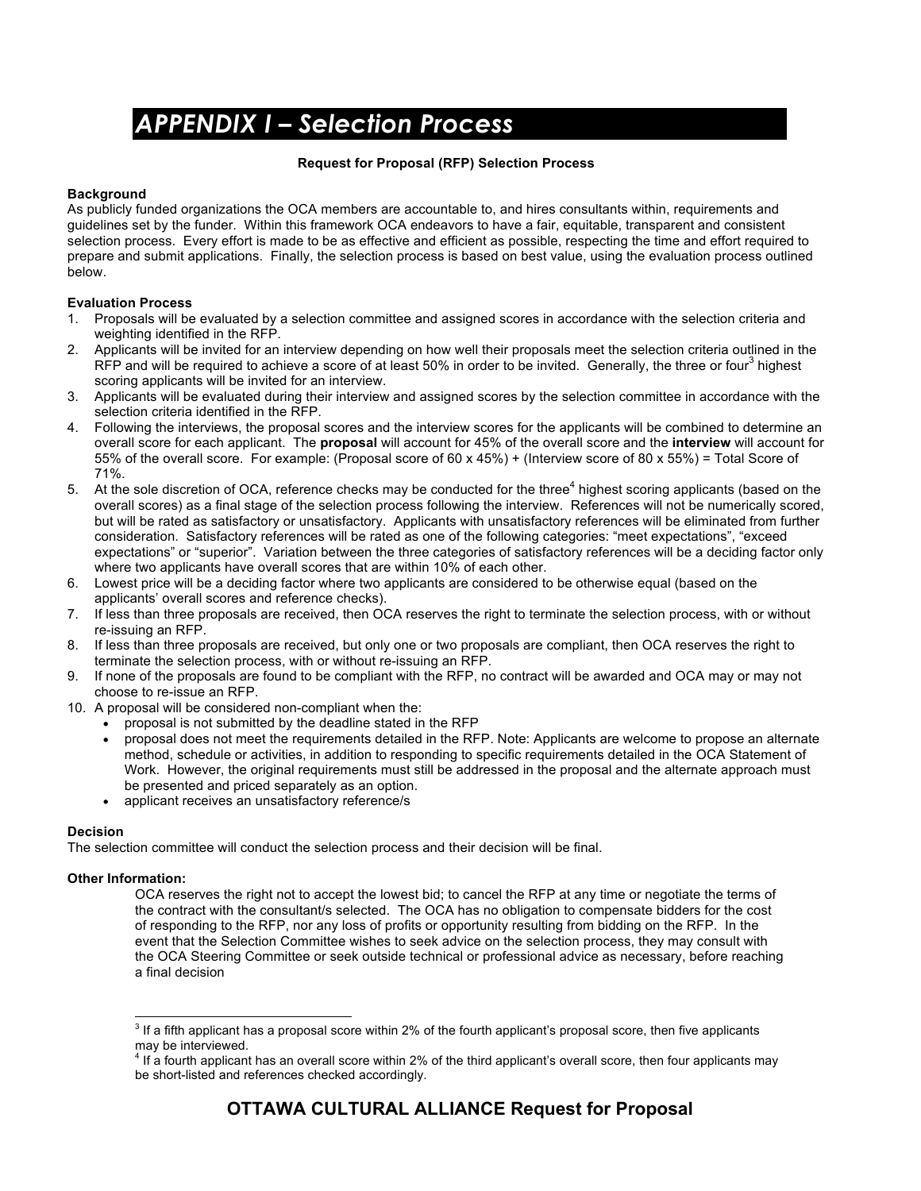# APPENDIX I – Selection Process

**Request for Proposal (RFP) Selection Process**

**Background**

As publicly funded organizations the OCA members are accountable to, and hires consultants within, requirements and guidelines set by the funder. Within this framework OCA endeavors to have a fair, equitable, transparent and consistent selection process. Every effort is made to be as effective and efficient as possible, respecting the time and effort required to prepare and submit applications. Finally, the selection process is based on best value, using the evaluation process outlined below.

**Evaluation Process**

1. Proposals will be evaluated by a selection committee and assigned scores in accordance with the selection criteria and weighting identified in the RFP.
2. Applicants will be invited for an interview depending on how well their proposals meet the selection criteria outlined in the RFP and will be required to achieve a score of at least 50% in order to be invited. Generally, the three or four[3] highest scoring applicants will be invited for an interview.
3. Applicants will be evaluated during their interview and assigned scores by the selection committee in accordance with the selection criteria identified in the RFP.
4. Following the interviews, the proposal scores and the interview scores for the applicants will be combined to determine an overall score for each applicant. The **proposal** will account for 45% of the overall score and the **interview** will account for 55% of the overall score. For example: (Proposal score of 60 x 45%) + (Interview score of 80 x 55%) = Total Score of 71%.
5. At the sole discretion of OCA, reference checks may be conducted for the three[4] highest scoring applicants (based on the overall scores) as a final stage of the selection process following the interview. References will not be numerically scored, but will be rated as satisfactory or unsatisfactory. Applicants with unsatisfactory references will be eliminated from further consideration. Satisfactory references will be rated as one of the following categories: "meet expectations", "exceed expectations" or "superior". Variation between the three categories of satisfactory references will be a deciding factor only where two applicants have overall scores that are within 10% of each other.
6. Lowest price will be a deciding factor where two applicants are considered to be otherwise equal (based on the applicants' overall scores and reference checks).
7. If less than three proposals are received, then OCA reserves the right to terminate the selection process, with or without re-issuing an RFP.
8. If less than three proposals are received, but only one or two proposals are compliant, then OCA reserves the right to terminate the selection process, with or without re-issuing an RFP.
9. If none of the proposals are found to be compliant with the RFP, no contract will be awarded and OCA may or may not choose to re-issue an RFP.
10. A proposal will be considered non-compliant when the:
    - proposal is not submitted by the deadline stated in the RFP
    - proposal does not meet the requirements detailed in the RFP. Note: Applicants are welcome to propose an alternate method, schedule or activities, in addition to responding to specific requirements detailed in the OCA Statement of Work. However, the original requirements must still be addressed in the proposal and the alternate approach must be presented and priced separately as an option.
    - applicant receives an unsatisfactory reference/s

**Decision**

The selection committee will conduct the selection process and their decision will be final.

**Other Information:**

OCA reserves the right not to accept the lowest bid; to cancel the RFP at any time or negotiate the terms of the contract with the consultant/s selected. The OCA has no obligation to compensate bidders for the cost of responding to the RFP, nor any loss of profits or opportunity resulting from bidding on the RFP. In the event that the Selection Committee wishes to seek advice on the selection process, they may consult with the OCA Steering Committee or seek outside technical or professional advice as necessary, before reaching a final decision

[3] If a fifth applicant has a proposal score within 2% of the fourth applicant's proposal score, then five applicants may be interviewed.

[4] If a fourth applicant has an overall score within 2% of the third applicant's overall score, then four applicants may be short-listed and references checked accordingly.